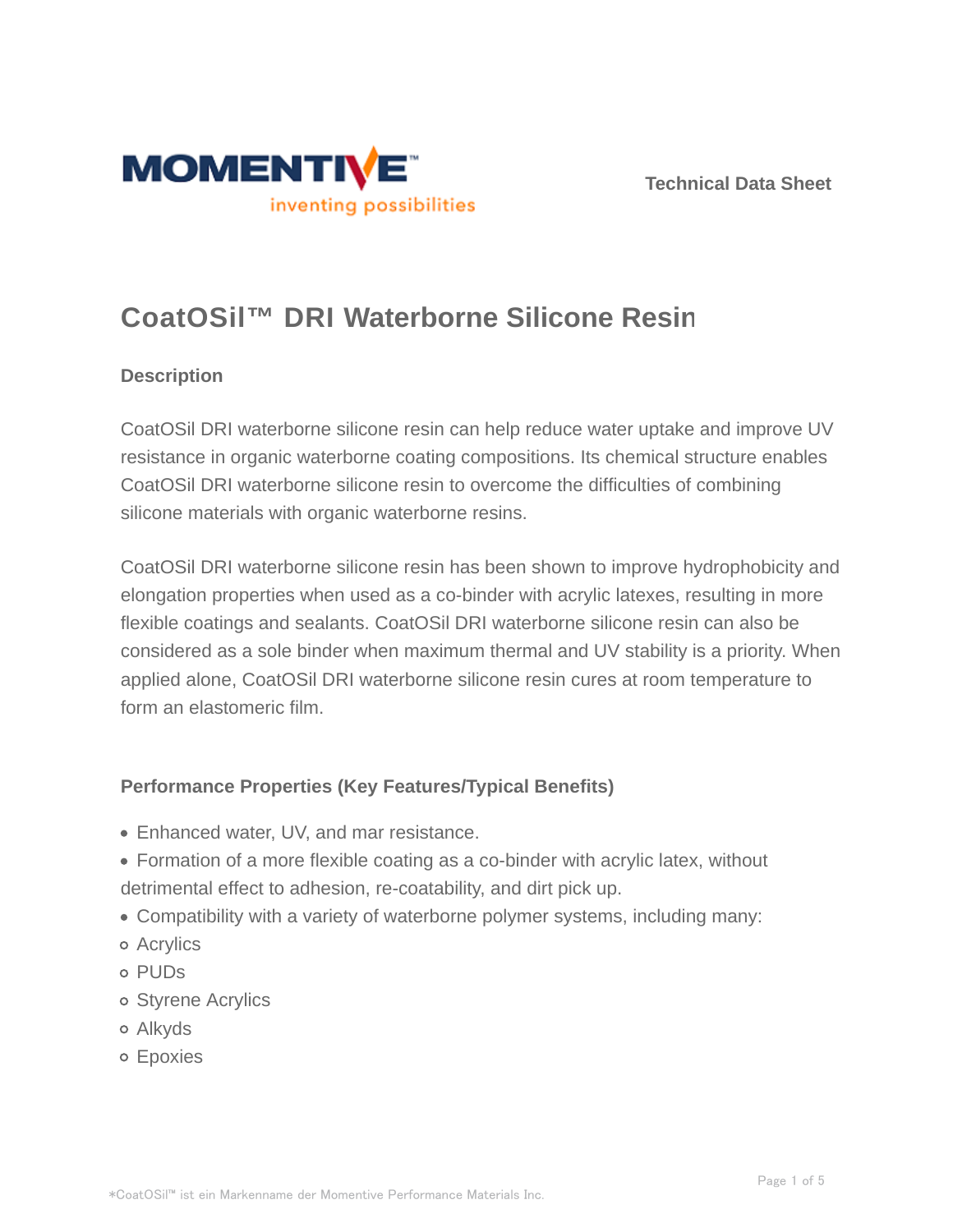Technical Data Sheet

# CoatOSil™ DRI Waterborne Silicone Resin

## Description

CoatOSil DRI waterborne silicone resin can help reduce water uptake and improve UV resistance in organic waterborne coating compositions. Its chemical structure enables CoatOSil DRI waterborne silicone resin to overcome the difficulties of combining silicone materials with organic waterborne resins.

CoatOSil DRI waterborne silicone resin has been shown to improve hydrophobicity and elongation properties when used as a co-binder with acrylic latexes, resulting in more flexible coatings and sealants. CoatOSil DRI waterborne silicone resin can also be considered as a sole binder when maximum thermal and UV stability is a priority. When applied alone, CoatOSil DRI waterborne silicone resin cures at room temperature to form an elastomeric film.

## Performance Properties (Key Features/Typical Benefits)

- Enhanced water, UV, and mar resistance.
- Formation of a more flexible coating as a co-binder with acrylic latex, without detrimental effect to adhesion, re-coatability, and dirt pick up.
- Compatibility with a variety of waterborne polymer systems, including many:
  - Acrylics
  - PUDs
  - Styrene Acrylics
  - Alkyds
  - Epoxies

*CoatOSil™ ist ein Markenname der Momentive Performance Materials Inc.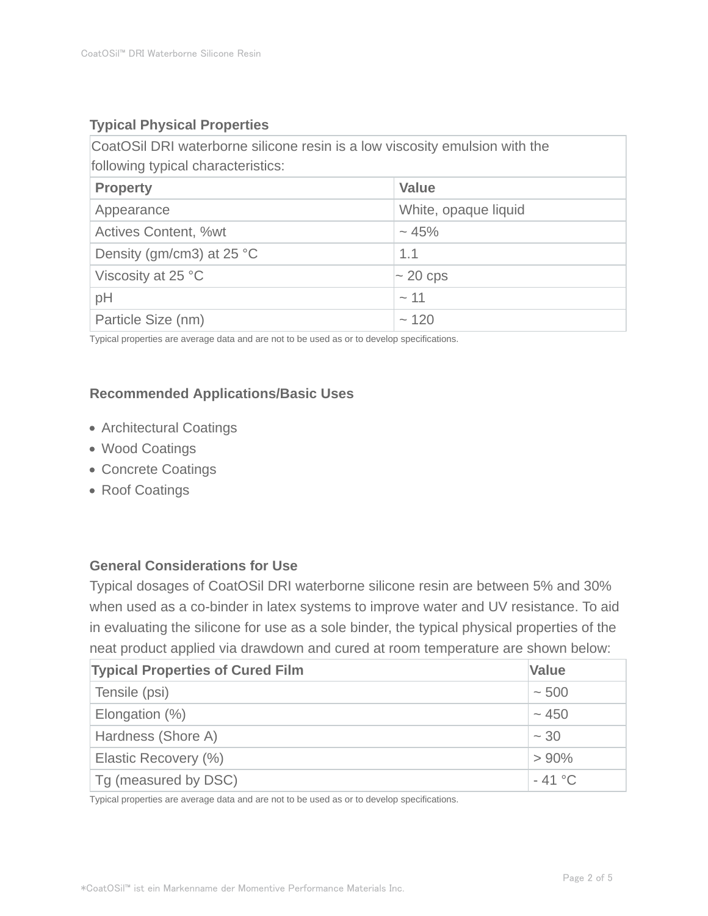### Typical Physical Properties

CoatOSil DRI waterborne silicone resin is a low viscosity emulsion with the following typical characteristics:

| Property | Value |
|---|---|
| Appearance | White, opaque liquid |
| Actives Content, %wt | ~ 45% |
| Density (gm/cm3) at 25 °C | 1.1 |
| Viscosity at 25 °C | ~ 20 cps |
| pH | ~ 11 |
| Particle Size (nm) | ~ 120 |

Typical properties are average data and are not to be used as or to develop specifications.

### Recommended Applications/Basic Uses

- Architectural Coatings
- Wood Coatings
- Concrete Coatings
- Roof Coatings

### General Considerations for Use

Typical dosages of CoatOSil DRI waterborne silicone resin are between 5% and 30% when used as a co-binder in latex systems to improve water and UV resistance. To aid in evaluating the silicone for use as a sole binder, the typical physical properties of the neat product applied via drawdown and cured at room temperature are shown below:

| Typical Properties of Cured Film | Value |
|---|---|
| Tensile (psi) | ~ 500 |
| Elongation (%) | ~ 450 |
| Hardness (Shore A) | ~ 30 |
| Elastic Recovery (%) | > 90% |
| Tg (measured by DSC) | - 41 °C |

Typical properties are average data and are not to be used as or to develop specifications.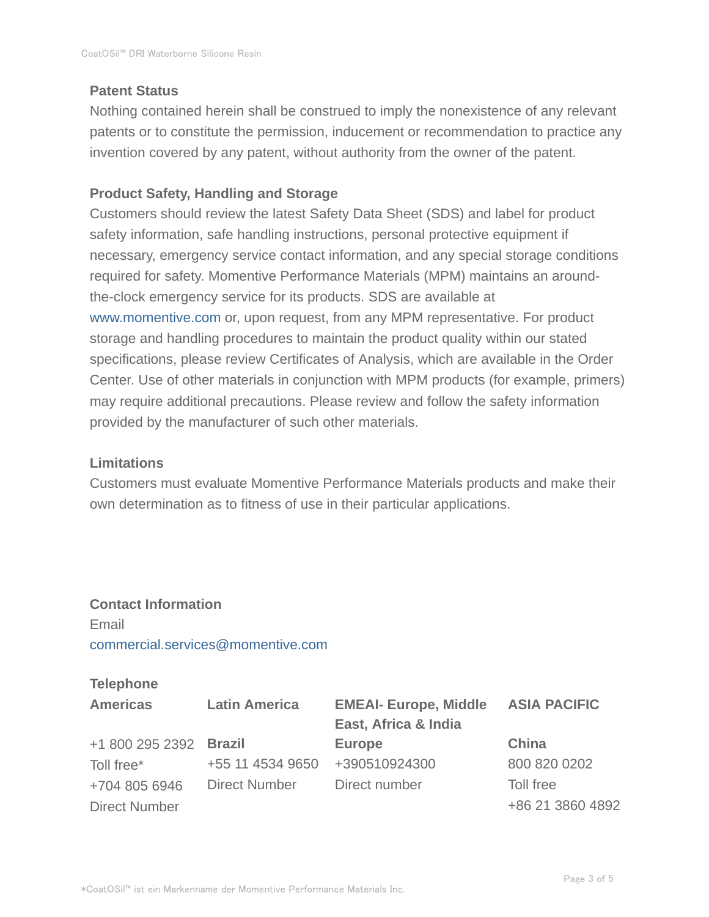## Patent Status

Nothing contained herein shall be construed to imply the nonexistence of any relevant patents or to constitute the permission, inducement or recommendation to practice any invention covered by any patent, without authority from the owner of the patent.

## Product Safety, Handling and Storage

Customers should review the latest Safety Data Sheet (SDS) and label for product safety information, safe handling instructions, personal protective equipment if necessary, emergency service contact information, and any special storage conditions required for safety. Momentive Performance Materials (MPM) maintains an around-the-clock emergency service for its products. SDS are available at www.momentive.com or, upon request, from any MPM representative. For product storage and handling procedures to maintain the product quality within our stated specifications, please review Certificates of Analysis, which are available in the Order Center. Use of other materials in conjunction with MPM products (for example, primers) may require additional precautions. Please review and follow the safety information provided by the manufacturer of such other materials.

## Limitations

Customers must evaluate Momentive Performance Materials products and make their own determination as to fitness of use in their particular applications.

## Contact Information

Email

commercial.services@momentive.com

### Telephone

| Americas | Latin America | EMEAI- Europe, Middle East, Africa & India | ASIA PACIFIC |
|---|---|---|---|
| +1 800 295 2392 | **Brazil** | **Europe** | **China** |
| Toll free* | +55 11 4534 9650 | +390510924300 | 800 820 0202 |
| +704 805 6946 | Direct Number | Direct number | Toll free |
| Direct Number | | | +86 21 3860 4892 |

*CoatOSil™ ist ein Markenname der Momentive Performance Materials Inc.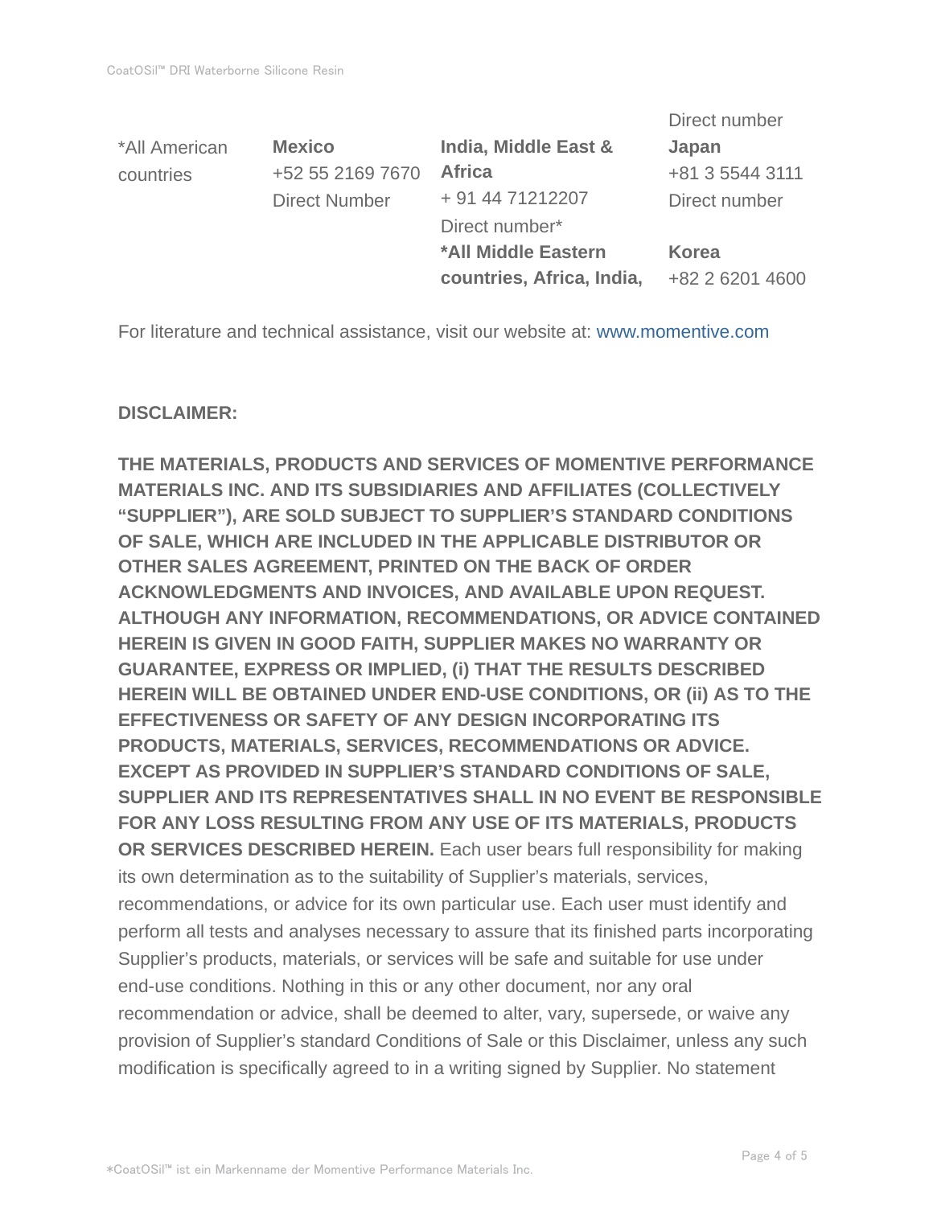| *All American countries | **Mexico**<br>+52 55 2169 7670<br>Direct Number | **India, Middle East & Africa**<br>+ 91 44 71212207<br>Direct number*<br>***All Middle Eastern countries, Africa, India,** | Direct number<br>**Japan**<br>+81 3 5544 3111<br>Direct number<br><br>**Korea**<br>+82 2 6201 4600 |
|---|---|---|---|

For literature and technical assistance, visit our website at: www.momentive.com

**DISCLAIMER:**

**THE MATERIALS, PRODUCTS AND SERVICES OF MOMENTIVE PERFORMANCE MATERIALS INC. AND ITS SUBSIDIARIES AND AFFILIATES (COLLECTIVELY "SUPPLIER"), ARE SOLD SUBJECT TO SUPPLIER'S STANDARD CONDITIONS OF SALE, WHICH ARE INCLUDED IN THE APPLICABLE DISTRIBUTOR OR OTHER SALES AGREEMENT, PRINTED ON THE BACK OF ORDER ACKNOWLEDGMENTS AND INVOICES, AND AVAILABLE UPON REQUEST. ALTHOUGH ANY INFORMATION, RECOMMENDATIONS, OR ADVICE CONTAINED HEREIN IS GIVEN IN GOOD FAITH, SUPPLIER MAKES NO WARRANTY OR GUARANTEE, EXPRESS OR IMPLIED, (i) THAT THE RESULTS DESCRIBED HEREIN WILL BE OBTAINED UNDER END-USE CONDITIONS, OR (ii) AS TO THE EFFECTIVENESS OR SAFETY OF ANY DESIGN INCORPORATING ITS PRODUCTS, MATERIALS, SERVICES, RECOMMENDATIONS OR ADVICE. EXCEPT AS PROVIDED IN SUPPLIER'S STANDARD CONDITIONS OF SALE, SUPPLIER AND ITS REPRESENTATIVES SHALL IN NO EVENT BE RESPONSIBLE FOR ANY LOSS RESULTING FROM ANY USE OF ITS MATERIALS, PRODUCTS OR SERVICES DESCRIBED HEREIN.** Each user bears full responsibility for making its own determination as to the suitability of Supplier's materials, services, recommendations, or advice for its own particular use. Each user must identify and perform all tests and analyses necessary to assure that its finished parts incorporating Supplier's products, materials, or services will be safe and suitable for use under end-use conditions. Nothing in this or any other document, nor any oral recommendation or advice, shall be deemed to alter, vary, supersede, or waive any provision of Supplier's standard Conditions of Sale or this Disclaimer, unless any such modification is specifically agreed to in a writing signed by Supplier. No statement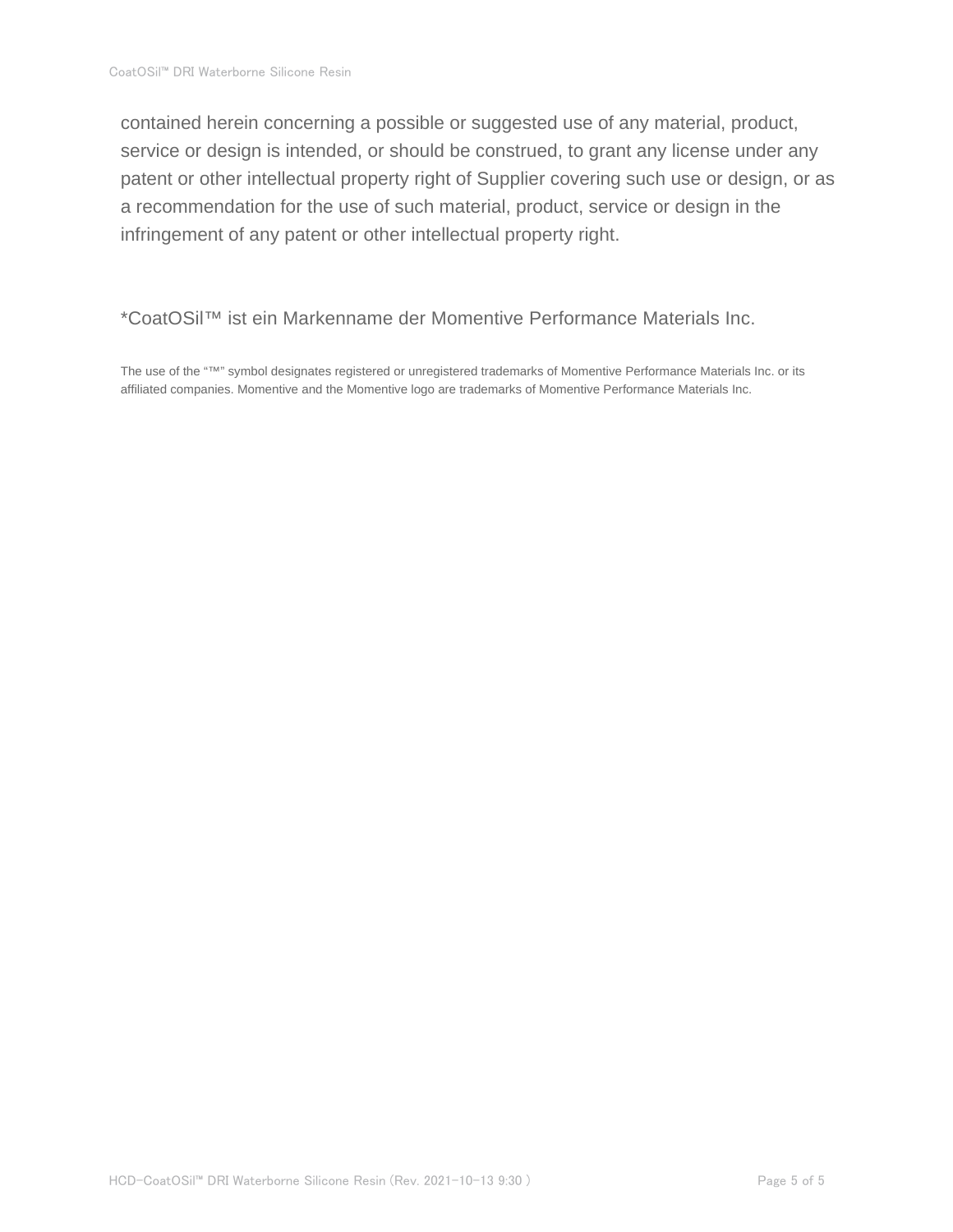contained herein concerning a possible or suggested use of any material, product, service or design is intended, or should be construed, to grant any license under any patent or other intellectual property right of Supplier covering such use or design, or as a recommendation for the use of such material, product, service or design in the infringement of any patent or other intellectual property right.

*CoatOSil™ ist ein Markenname der Momentive Performance Materials Inc.

The use of the "™" symbol designates registered or unregistered trademarks of Momentive Performance Materials Inc. or its affiliated companies. Momentive and the Momentive logo are trademarks of Momentive Performance Materials Inc.